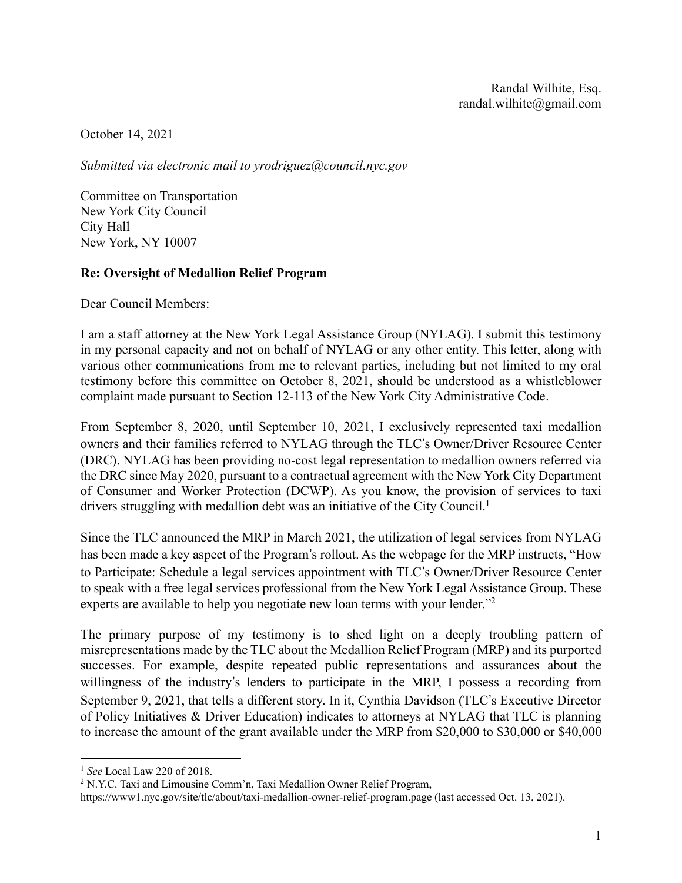Randal Wilhite, Esq.
randal.wilhite@gmail.com

October 14, 2021

*Submitted via electronic mail to yrodriguez@council.nyc.gov*

Committee on Transportation
New York City Council
City Hall
New York, NY 10007

**Re: Oversight of Medallion Relief Program**

Dear Council Members:

I am a staff attorney at the New York Legal Assistance Group (NYLAG). I submit this testimony in my personal capacity and not on behalf of NYLAG or any other entity. This letter, along with various other communications from me to relevant parties, including but not limited to my oral testimony before this committee on October 8, 2021, should be understood as a whistleblower complaint made pursuant to Section 12-113 of the New York City Administrative Code.

From September 8, 2020, until September 10, 2021, I exclusively represented taxi medallion owners and their families referred to NYLAG through the TLC's Owner/Driver Resource Center (DRC). NYLAG has been providing no-cost legal representation to medallion owners referred via the DRC since May 2020, pursuant to a contractual agreement with the New York City Department of Consumer and Worker Protection (DCWP). As you know, the provision of services to taxi drivers struggling with medallion debt was an initiative of the City Council.[1]

Since the TLC announced the MRP in March 2021, the utilization of legal services from NYLAG has been made a key aspect of the Program's rollout. As the webpage for the MRP instructs, "How to Participate: Schedule a legal services appointment with TLC's Owner/Driver Resource Center to speak with a free legal services professional from the New York Legal Assistance Group. These experts are available to help you negotiate new loan terms with your lender."[2]

The primary purpose of my testimony is to shed light on a deeply troubling pattern of misrepresentations made by the TLC about the Medallion Relief Program (MRP) and its purported successes. For example, despite repeated public representations and assurances about the willingness of the industry's lenders to participate in the MRP, I possess a recording from September 9, 2021, that tells a different story. In it, Cynthia Davidson (TLC's Executive Director of Policy Initiatives & Driver Education) indicates to attorneys at NYLAG that TLC is planning to increase the amount of the grant available under the MRP from $20,000 to $30,000 or $40,000

---

[1] *See* Local Law 220 of 2018.

[2] N.Y.C. Taxi and Limousine Comm'n, Taxi Medallion Owner Relief Program, https://www1.nyc.gov/site/tlc/about/taxi-medallion-owner-relief-program.page (last accessed Oct. 13, 2021).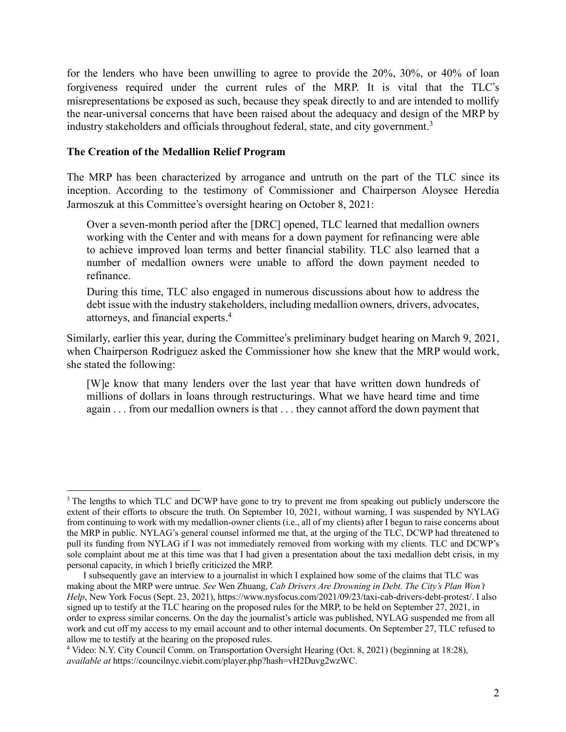for the lenders who have been unwilling to agree to provide the 20%, 30%, or 40% of loan forgiveness required under the current rules of the MRP. It is vital that the TLC's misrepresentations be exposed as such, because they speak directly to and are intended to mollify the near-universal concerns that have been raised about the adequacy and design of the MRP by industry stakeholders and officials throughout federal, state, and city government.[3]

**The Creation of the Medallion Relief Program**

The MRP has been characterized by arrogance and untruth on the part of the TLC since its inception. According to the testimony of Commissioner and Chairperson Aloysee Heredia Jarmoszuk at this Committee's oversight hearing on October 8, 2021:

> Over a seven-month period after the [DRC] opened, TLC learned that medallion owners working with the Center and with means for a down payment for refinancing were able to achieve improved loan terms and better financial stability. TLC also learned that a number of medallion owners were unable to afford the down payment needed to refinance.
>
> During this time, TLC also engaged in numerous discussions about how to address the debt issue with the industry stakeholders, including medallion owners, drivers, advocates, attorneys, and financial experts.[4]

Similarly, earlier this year, during the Committee's preliminary budget hearing on March 9, 2021, when Chairperson Rodriguez asked the Commissioner how she knew that the MRP would work, she stated the following:

> [W]e know that many lenders over the last year that have written down hundreds of millions of dollars in loans through restructurings. What we have heard time and time again . . . from our medallion owners is that . . . they cannot afford the down payment that

---

[3] The lengths to which TLC and DCWP have gone to try to prevent me from speaking out publicly underscore the extent of their efforts to obscure the truth. On September 10, 2021, without warning, I was suspended by NYLAG from continuing to work with my medallion-owner clients (i.e., all of my clients) after I begun to raise concerns about the MRP in public. NYLAG's general counsel informed me that, at the urging of the TLC, DCWP had threatened to pull its funding from NYLAG if I was not immediately removed from working with my clients. TLC and DCWP's sole complaint about me at this time was that I had given a presentation about the taxi medallion debt crisis, in my personal capacity, in which I briefly criticized the MRP.

I subsequently gave an interview to a journalist in which I explained how some of the claims that TLC was making about the MRP were untrue. *See* Wen Zhuang, *Cab Drivers Are Drowning in Debt. The City's Plan Won't Help*, New York Focus (Sept. 23, 2021), https://www.nysfocus.com/2021/09/23/taxi-cab-drivers-debt-protest/. I also signed up to testify at the TLC hearing on the proposed rules for the MRP, to be held on September 27, 2021, in order to express similar concerns. On the day the journalist's article was published, NYLAG suspended me from all work and cut off my access to my email account and to other internal documents. On September 27, TLC refused to allow me to testify at the hearing on the proposed rules.

[4] Video: N.Y. City Council Comm. on Transportation Oversight Hearing (Oct. 8, 2021) (beginning at 18:28), *available at* https://councilnyc.viebit.com/player.php?hash=vH2Duvg2wzWC.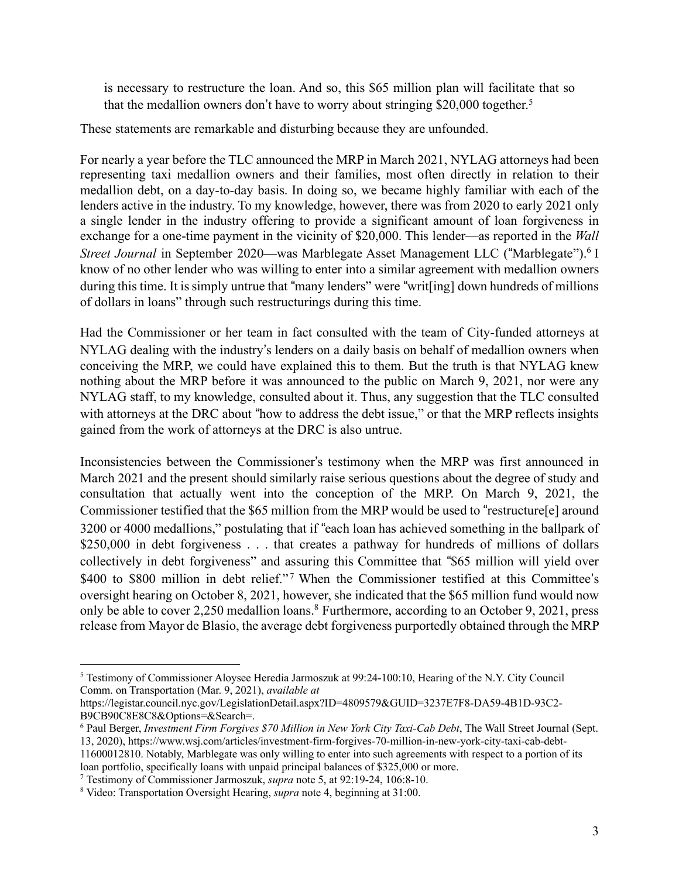> is necessary to restructure the loan. And so, this $65 million plan will facilitate that so that the medallion owners don't have to worry about stringing $20,000 together.[5]

These statements are remarkable and disturbing because they are unfounded.

For nearly a year before the TLC announced the MRP in March 2021, NYLAG attorneys had been representing taxi medallion owners and their families, most often directly in relation to their medallion debt, on a day-to-day basis. In doing so, we became highly familiar with each of the lenders active in the industry. To my knowledge, however, there was from 2020 to early 2021 only a single lender in the industry offering to provide a significant amount of loan forgiveness in exchange for a one-time payment in the vicinity of $20,000. This lender—as reported in the *Wall Street Journal* in September 2020—was Marblegate Asset Management LLC ("Marblegate").[6] I know of no other lender who was willing to enter into a similar agreement with medallion owners during this time. It is simply untrue that "many lenders" were "writ[ing] down hundreds of millions of dollars in loans" through such restructurings during this time.

Had the Commissioner or her team in fact consulted with the team of City-funded attorneys at NYLAG dealing with the industry's lenders on a daily basis on behalf of medallion owners when conceiving the MRP, we could have explained this to them. But the truth is that NYLAG knew nothing about the MRP before it was announced to the public on March 9, 2021, nor were any NYLAG staff, to my knowledge, consulted about it. Thus, any suggestion that the TLC consulted with attorneys at the DRC about "how to address the debt issue," or that the MRP reflects insights gained from the work of attorneys at the DRC is also untrue.

Inconsistencies between the Commissioner's testimony when the MRP was first announced in March 2021 and the present should similarly raise serious questions about the degree of study and consultation that actually went into the conception of the MRP. On March 9, 2021, the Commissioner testified that the $65 million from the MRP would be used to "restructure[e] around 3200 or 4000 medallions," postulating that if "each loan has achieved something in the ballpark of $250,000 in debt forgiveness . . . that creates a pathway for hundreds of millions of dollars collectively in debt forgiveness" and assuring this Committee that "$65 million will yield over $400 to $800 million in debt relief."[7] When the Commissioner testified at this Committee's oversight hearing on October 8, 2021, however, she indicated that the $65 million fund would now only be able to cover 2,250 medallion loans.[8] Furthermore, according to an October 9, 2021, press release from Mayor de Blasio, the average debt forgiveness purportedly obtained through the MRP

---

[5] Testimony of Commissioner Aloysee Heredia Jarmoszuk at 99:24-100:10, Hearing of the N.Y. City Council Comm. on Transportation (Mar. 9, 2021), *available at* https://legistar.council.nyc.gov/LegislationDetail.aspx?ID=4809579&GUID=3237E7F8-DA59-4B1D-93C2-B9CB90C8E8C8&Options=&Search=.

[6] Paul Berger, *Investment Firm Forgives $70 Million in New York City Taxi-Cab Debt*, The Wall Street Journal (Sept. 13, 2020), https://www.wsj.com/articles/investment-firm-forgives-70-million-in-new-york-city-taxi-cab-debt-11600012810. Notably, Marblegate was only willing to enter into such agreements with respect to a portion of its loan portfolio, specifically loans with unpaid principal balances of $325,000 or more.

[7] Testimony of Commissioner Jarmoszuk, *supra* note 5, at 92:19-24, 106:8-10.

[8] Video: Transportation Oversight Hearing, *supra* note 4, beginning at 31:00.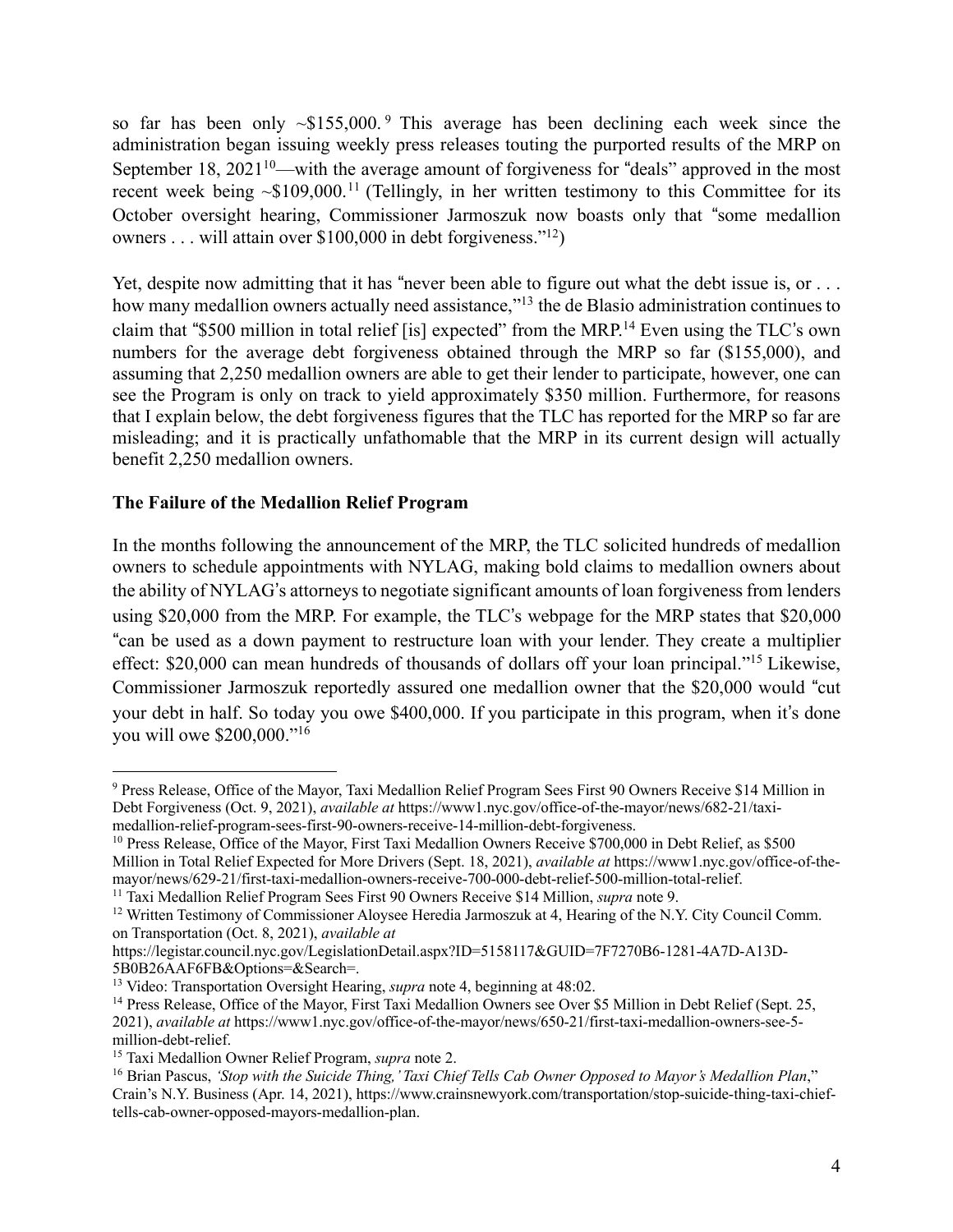so far has been only ~$155,000.[9] This average has been declining each week since the administration began issuing weekly press releases touting the purported results of the MRP on September 18, 2021[10]—with the average amount of forgiveness for "deals" approved in the most recent week being ~$109,000.[11] (Tellingly, in her written testimony to this Committee for its October oversight hearing, Commissioner Jarmoszuk now boasts only that "some medallion owners . . . will attain over $100,000 in debt forgiveness."[12])

Yet, despite now admitting that it has "never been able to figure out what the debt issue is, or . . . how many medallion owners actually need assistance,"[13] the de Blasio administration continues to claim that "$500 million in total relief [is] expected" from the MRP.[14] Even using the TLC's own numbers for the average debt forgiveness obtained through the MRP so far ($155,000), and assuming that 2,250 medallion owners are able to get their lender to participate, however, one can see the Program is only on track to yield approximately $350 million. Furthermore, for reasons that I explain below, the debt forgiveness figures that the TLC has reported for the MRP so far are misleading; and it is practically unfathomable that the MRP in its current design will actually benefit 2,250 medallion owners.

**The Failure of the Medallion Relief Program**

In the months following the announcement of the MRP, the TLC solicited hundreds of medallion owners to schedule appointments with NYLAG, making bold claims to medallion owners about the ability of NYLAG's attorneys to negotiate significant amounts of loan forgiveness from lenders using $20,000 from the MRP. For example, the TLC's webpage for the MRP states that $20,000 "can be used as a down payment to restructure loan with your lender. They create a multiplier effect: $20,000 can mean hundreds of thousands of dollars off your loan principal."[15] Likewise, Commissioner Jarmoszuk reportedly assured one medallion owner that the $20,000 would "cut your debt in half. So today you owe $400,000. If you participate in this program, when it's done you will owe $200,000."[16]

---

[9] Press Release, Office of the Mayor, Taxi Medallion Relief Program Sees First 90 Owners Receive $14 Million in Debt Forgiveness (Oct. 9, 2021), *available at* https://www1.nyc.gov/office-of-the-mayor/news/682-21/taxi-medallion-relief-program-sees-first-90-owners-receive-14-million-debt-forgiveness.

[10] Press Release, Office of the Mayor, First Taxi Medallion Owners Receive $700,000 in Debt Relief, as $500 Million in Total Relief Expected for More Drivers (Sept. 18, 2021), *available at* https://www1.nyc.gov/office-of-the-mayor/news/629-21/first-taxi-medallion-owners-receive-700-000-debt-relief-500-million-total-relief.

[11] Taxi Medallion Relief Program Sees First 90 Owners Receive $14 Million, *supra* note 9.

[12] Written Testimony of Commissioner Aloysee Heredia Jarmoszuk at 4, Hearing of the N.Y. City Council Comm. on Transportation (Oct. 8, 2021), *available at* https://legistar.council.nyc.gov/LegislationDetail.aspx?ID=5158117&GUID=7F7270B6-1281-4A7D-A13D-5B0B26AAF6FB&Options=&Search=.

[13] Video: Transportation Oversight Hearing, *supra* note 4, beginning at 48:02.

[14] Press Release, Office of the Mayor, First Taxi Medallion Owners see Over $5 Million in Debt Relief (Sept. 25, 2021), *available at* https://www1.nyc.gov/office-of-the-mayor/news/650-21/first-taxi-medallion-owners-see-5-million-debt-relief.

[15] Taxi Medallion Owner Relief Program, *supra* note 2.

[16] Brian Pascus, *'Stop with the Suicide Thing,' Taxi Chief Tells Cab Owner Opposed to Mayor's Medallion Plan*," Crain's N.Y. Business (Apr. 14, 2021), https://www.crainsnewyork.com/transportation/stop-suicide-thing-taxi-chief-tells-cab-owner-opposed-mayors-medallion-plan.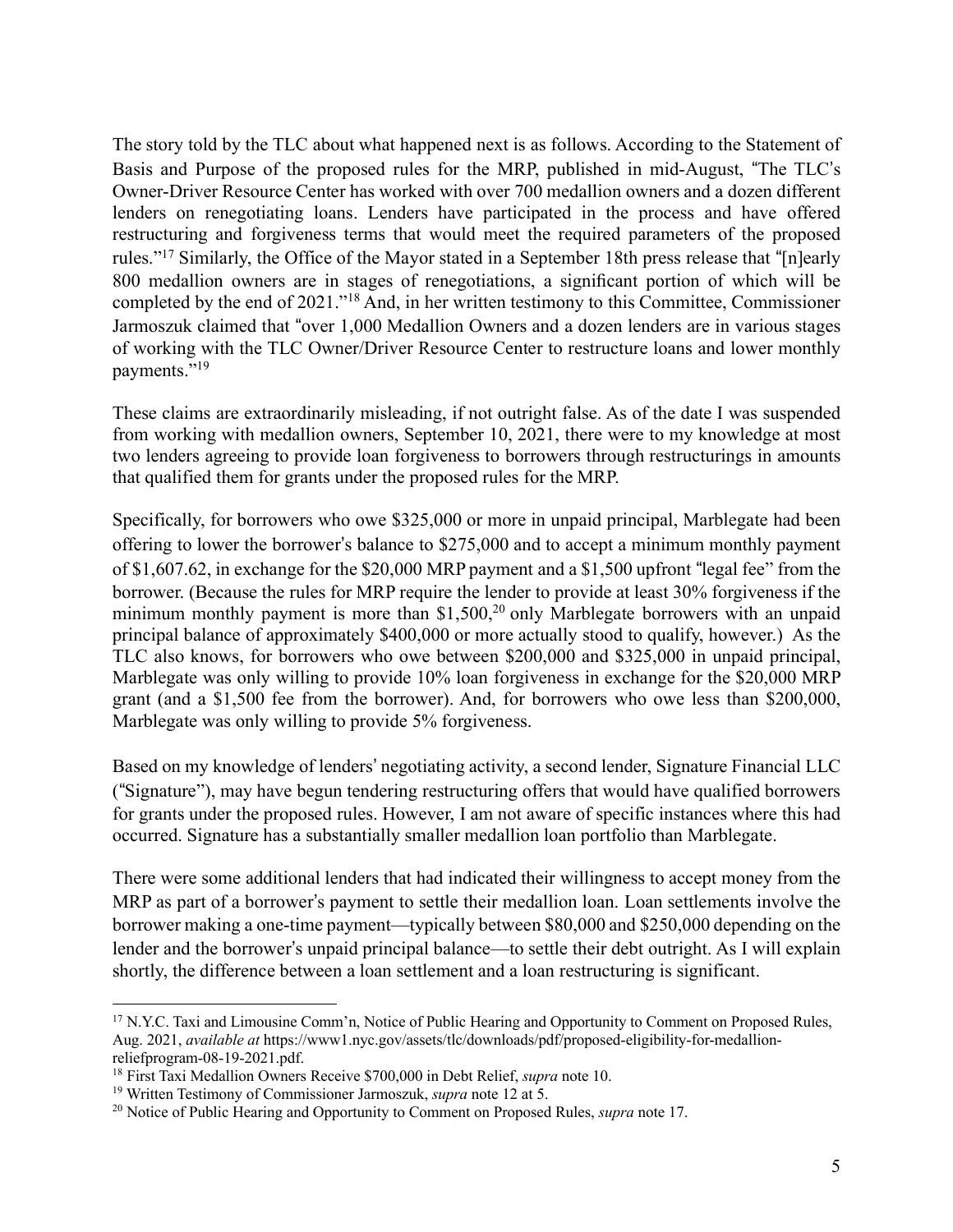The story told by the TLC about what happened next is as follows. According to the Statement of Basis and Purpose of the proposed rules for the MRP, published in mid-August, "The TLC's Owner-Driver Resource Center has worked with over 700 medallion owners and a dozen different lenders on renegotiating loans. Lenders have participated in the process and have offered restructuring and forgiveness terms that would meet the required parameters of the proposed rules."[17] Similarly, the Office of the Mayor stated in a September 18th press release that "[n]early 800 medallion owners are in stages of renegotiations, a significant portion of which will be completed by the end of 2021."[18] And, in her written testimony to this Committee, Commissioner Jarmoszuk claimed that "over 1,000 Medallion Owners and a dozen lenders are in various stages of working with the TLC Owner/Driver Resource Center to restructure loans and lower monthly payments."[19]

These claims are extraordinarily misleading, if not outright false. As of the date I was suspended from working with medallion owners, September 10, 2021, there were to my knowledge at most two lenders agreeing to provide loan forgiveness to borrowers through restructurings in amounts that qualified them for grants under the proposed rules for the MRP.

Specifically, for borrowers who owe $325,000 or more in unpaid principal, Marblegate had been offering to lower the borrower's balance to $275,000 and to accept a minimum monthly payment of $1,607.62, in exchange for the $20,000 MRP payment and a $1,500 upfront "legal fee" from the borrower. (Because the rules for MRP require the lender to provide at least 30% forgiveness if the minimum monthly payment is more than $1,500,[20] only Marblegate borrowers with an unpaid principal balance of approximately $400,000 or more actually stood to qualify, however.) As the TLC also knows, for borrowers who owe between $200,000 and $325,000 in unpaid principal, Marblegate was only willing to provide 10% loan forgiveness in exchange for the $20,000 MRP grant (and a $1,500 fee from the borrower). And, for borrowers who owe less than $200,000, Marblegate was only willing to provide 5% forgiveness.

Based on my knowledge of lenders' negotiating activity, a second lender, Signature Financial LLC ("Signature"), may have begun tendering restructuring offers that would have qualified borrowers for grants under the proposed rules. However, I am not aware of specific instances where this had occurred. Signature has a substantially smaller medallion loan portfolio than Marblegate.

There were some additional lenders that had indicated their willingness to accept money from the MRP as part of a borrower's payment to settle their medallion loan. Loan settlements involve the borrower making a one-time payment—typically between $80,000 and $250,000 depending on the lender and the borrower's unpaid principal balance—to settle their debt outright. As I will explain shortly, the difference between a loan settlement and a loan restructuring is significant.

---

[17] N.Y.C. Taxi and Limousine Comm'n, Notice of Public Hearing and Opportunity to Comment on Proposed Rules, Aug. 2021, *available at* https://www1.nyc.gov/assets/tlc/downloads/pdf/proposed-eligibility-for-medallion-reliefprogram-08-19-2021.pdf.

[18] First Taxi Medallion Owners Receive $700,000 in Debt Relief, *supra* note 10.

[19] Written Testimony of Commissioner Jarmoszuk, *supra* note 12 at 5.

[20] Notice of Public Hearing and Opportunity to Comment on Proposed Rules, *supra* note 17.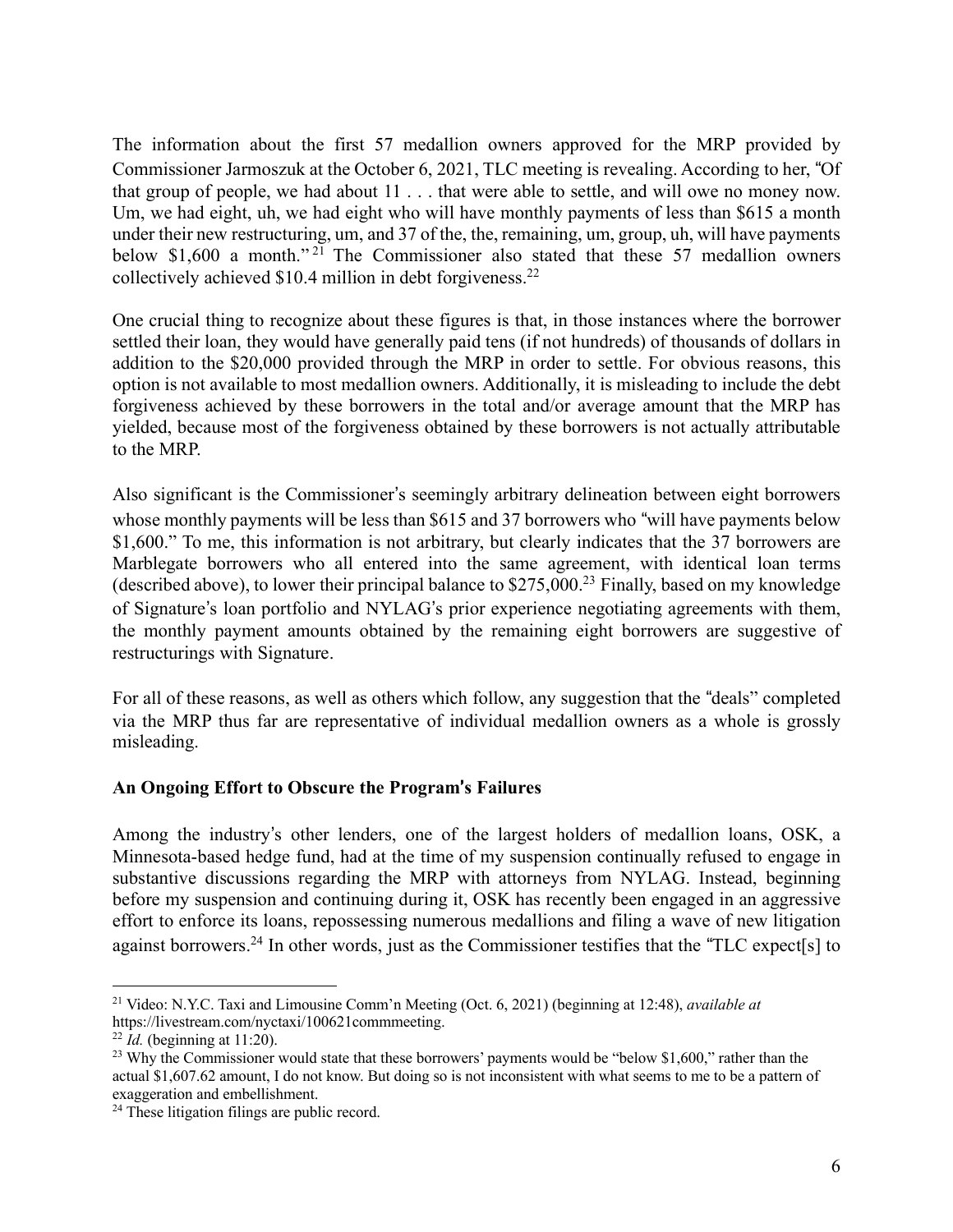The information about the first 57 medallion owners approved for the MRP provided by Commissioner Jarmoszuk at the October 6, 2021, TLC meeting is revealing. According to her, "Of that group of people, we had about 11 . . . that were able to settle, and will owe no money now. Um, we had eight, uh, we had eight who will have monthly payments of less than $615 a month under their new restructuring, um, and 37 of the, the, remaining, um, group, uh, will have payments below $1,600 a month."[21] The Commissioner also stated that these 57 medallion owners collectively achieved $10.4 million in debt forgiveness.[22]

One crucial thing to recognize about these figures is that, in those instances where the borrower settled their loan, they would have generally paid tens (if not hundreds) of thousands of dollars in addition to the $20,000 provided through the MRP in order to settle. For obvious reasons, this option is not available to most medallion owners. Additionally, it is misleading to include the debt forgiveness achieved by these borrowers in the total and/or average amount that the MRP has yielded, because most of the forgiveness obtained by these borrowers is not actually attributable to the MRP.

Also significant is the Commissioner's seemingly arbitrary delineation between eight borrowers whose monthly payments will be less than $615 and 37 borrowers who "will have payments below $1,600." To me, this information is not arbitrary, but clearly indicates that the 37 borrowers are Marblegate borrowers who all entered into the same agreement, with identical loan terms (described above), to lower their principal balance to $275,000.[23] Finally, based on my knowledge of Signature's loan portfolio and NYLAG's prior experience negotiating agreements with them, the monthly payment amounts obtained by the remaining eight borrowers are suggestive of restructurings with Signature.

For all of these reasons, as well as others which follow, any suggestion that the "deals" completed via the MRP thus far are representative of individual medallion owners as a whole is grossly misleading.

**An Ongoing Effort to Obscure the Program's Failures**

Among the industry's other lenders, one of the largest holders of medallion loans, OSK, a Minnesota-based hedge fund, had at the time of my suspension continually refused to engage in substantive discussions regarding the MRP with attorneys from NYLAG. Instead, beginning before my suspension and continuing during it, OSK has recently been engaged in an aggressive effort to enforce its loans, repossessing numerous medallions and filing a wave of new litigation against borrowers.[24] In other words, just as the Commissioner testifies that the "TLC expect[s] to

---

[21] Video: N.Y.C. Taxi and Limousine Comm'n Meeting (Oct. 6, 2021) (beginning at 12:48), *available at* https://livestream.com/nyctaxi/100621commmeeting.

[22] *Id.* (beginning at 11:20).

[23] Why the Commissioner would state that these borrowers' payments would be "below $1,600," rather than the actual $1,607.62 amount, I do not know. But doing so is not inconsistent with what seems to me to be a pattern of exaggeration and embellishment.

[24] These litigation filings are public record.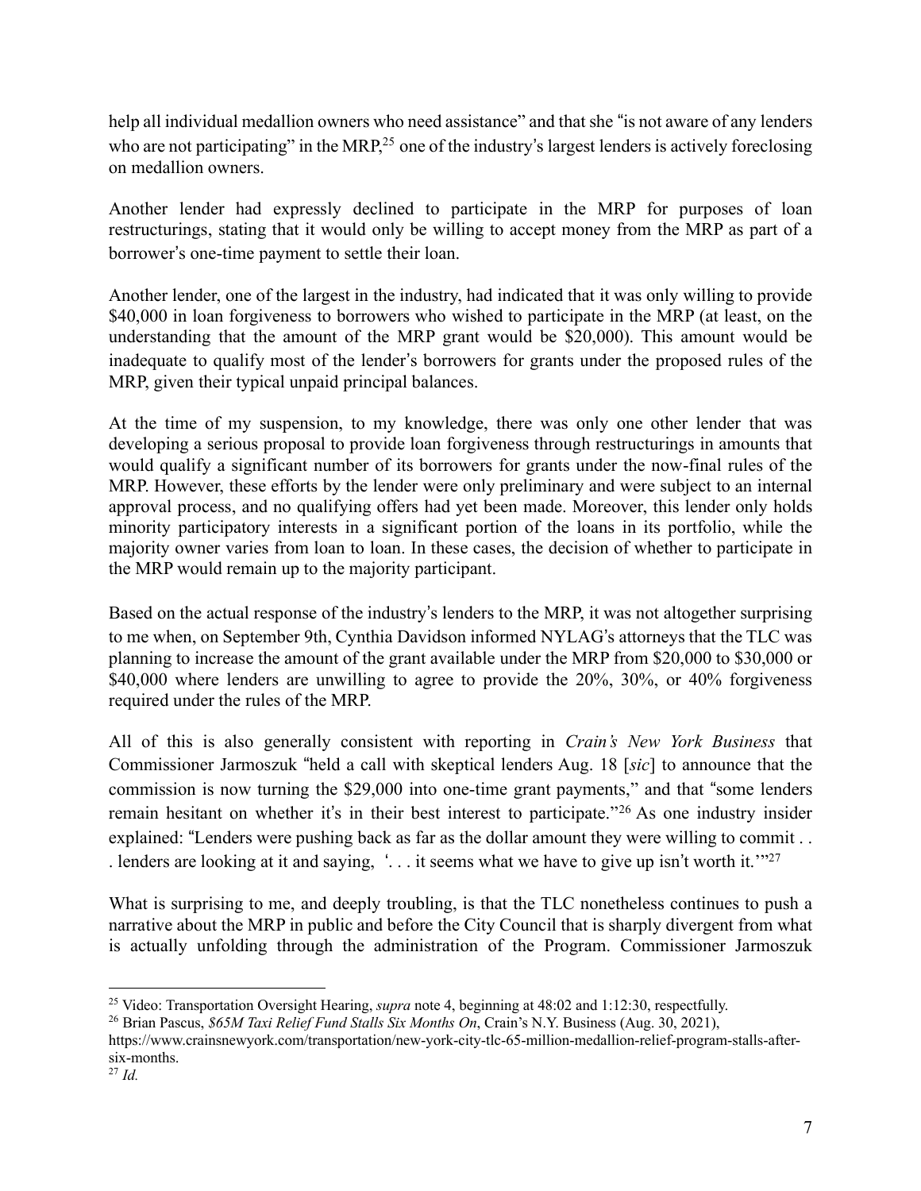help all individual medallion owners who need assistance" and that she "is not aware of any lenders who are not participating" in the MRP,[25] one of the industry's largest lenders is actively foreclosing on medallion owners.

Another lender had expressly declined to participate in the MRP for purposes of loan restructurings, stating that it would only be willing to accept money from the MRP as part of a borrower's one-time payment to settle their loan.

Another lender, one of the largest in the industry, had indicated that it was only willing to provide $40,000 in loan forgiveness to borrowers who wished to participate in the MRP (at least, on the understanding that the amount of the MRP grant would be $20,000). This amount would be inadequate to qualify most of the lender's borrowers for grants under the proposed rules of the MRP, given their typical unpaid principal balances.

At the time of my suspension, to my knowledge, there was only one other lender that was developing a serious proposal to provide loan forgiveness through restructurings in amounts that would qualify a significant number of its borrowers for grants under the now-final rules of the MRP. However, these efforts by the lender were only preliminary and were subject to an internal approval process, and no qualifying offers had yet been made. Moreover, this lender only holds minority participatory interests in a significant portion of the loans in its portfolio, while the majority owner varies from loan to loan. In these cases, the decision of whether to participate in the MRP would remain up to the majority participant.

Based on the actual response of the industry's lenders to the MRP, it was not altogether surprising to me when, on September 9th, Cynthia Davidson informed NYLAG's attorneys that the TLC was planning to increase the amount of the grant available under the MRP from $20,000 to $30,000 or $40,000 where lenders are unwilling to agree to provide the 20%, 30%, or 40% forgiveness required under the rules of the MRP.

All of this is also generally consistent with reporting in *Crain's New York Business* that Commissioner Jarmoszuk "held a call with skeptical lenders Aug. 18 [*sic*] to announce that the commission is now turning the $29,000 into one-time grant payments," and that "some lenders remain hesitant on whether it's in their best interest to participate."[26] As one industry insider explained: "Lenders were pushing back as far as the dollar amount they were willing to commit . . . lenders are looking at it and saying, '. . . it seems what we have to give up isn't worth it.'"[27]

What is surprising to me, and deeply troubling, is that the TLC nonetheless continues to push a narrative about the MRP in public and before the City Council that is sharply divergent from what is actually unfolding through the administration of the Program. Commissioner Jarmoszuk

---

[25] Video: Transportation Oversight Hearing, *supra* note 4, beginning at 48:02 and 1:12:30, respectfully.

[26] Brian Pascus, *$65M Taxi Relief Fund Stalls Six Months On*, Crain's N.Y. Business (Aug. 30, 2021), https://www.crainsnewyork.com/transportation/new-york-city-tlc-65-million-medallion-relief-program-stalls-after-six-months.

[27] *Id.*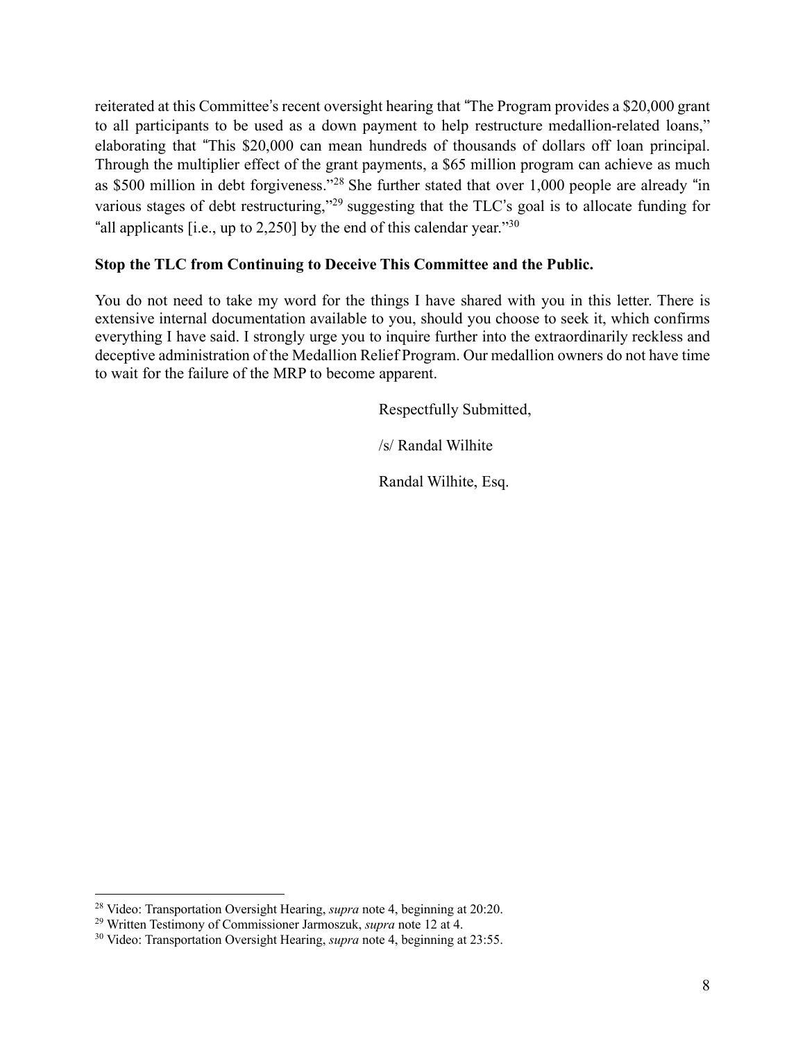reiterated at this Committee's recent oversight hearing that "The Program provides a $20,000 grant to all participants to be used as a down payment to help restructure medallion-related loans," elaborating that "This $20,000 can mean hundreds of thousands of dollars off loan principal. Through the multiplier effect of the grant payments, a $65 million program can achieve as much as $500 million in debt forgiveness."[28] She further stated that over 1,000 people are already "in various stages of debt restructuring,"[29] suggesting that the TLC's goal is to allocate funding for "all applicants [i.e., up to 2,250] by the end of this calendar year."[30]

**Stop the TLC from Continuing to Deceive This Committee and the Public.**

You do not need to take my word for the things I have shared with you in this letter. There is extensive internal documentation available to you, should you choose to seek it, which confirms everything I have said. I strongly urge you to inquire further into the extraordinarily reckless and deceptive administration of the Medallion Relief Program. Our medallion owners do not have time to wait for the failure of the MRP to become apparent.

Respectfully Submitted,

/s/ Randal Wilhite

Randal Wilhite, Esq.

---

[28] Video: Transportation Oversight Hearing, *supra* note 4, beginning at 20:20.

[29] Written Testimony of Commissioner Jarmoszuk, *supra* note 12 at 4.

[30] Video: Transportation Oversight Hearing, *supra* note 4, beginning at 23:55.